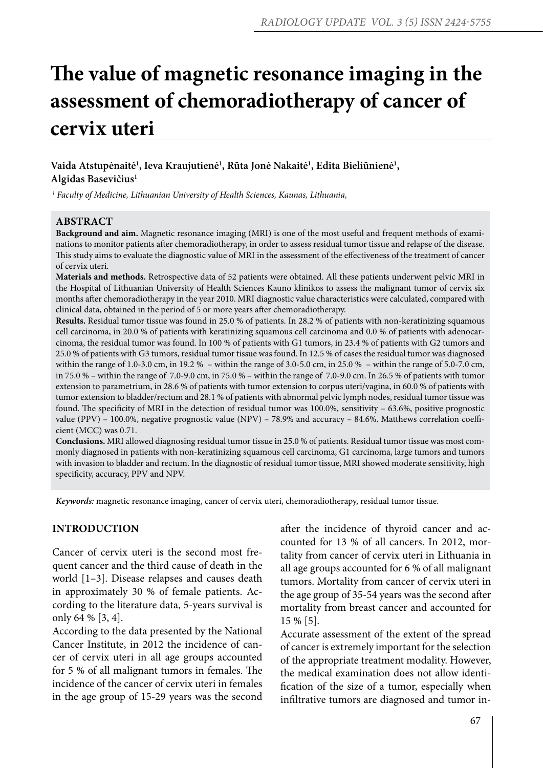# The value of magnetic resonance imaging in the assessment of chemoradiotherapy of cancer of cervix uteri

**Vaida Atstupėnaitė[1], Ieva Kraujutienė[1], Rūta Jonė Nakaitė[1], Edita Bieliūnienė[1], Algidas Basevičius[1]**

*[1] Faculty of Medicine, Lithuanian University of Health Sciences, Kaunas, Lithuania,*

## ABSTRACT

**Background and aim.** Magnetic resonance imaging (MRI) is one of the most useful and frequent methods of examinations to monitor patients after chemoradiotherapy, in order to assess residual tumor tissue and relapse of the disease. This study aims to evaluate the diagnostic value of MRI in the assessment of the effectiveness of the treatment of cancer of cervix uteri.

**Materials and methods.** Retrospective data of 52 patients were obtained. All these patients underwent pelvic MRI in the Hospital of Lithuanian University of Health Sciences Kauno klinikos to assess the malignant tumor of cervix six months after chemoradiotherapy in the year 2010. MRI diagnostic value characteristics were calculated, compared with clinical data, obtained in the period of 5 or more years after chemoradiotherapy.

**Results.** Residual tumor tissue was found in 25.0 % of patients. In 28.2 % of patients with non-keratinizing squamous cell carcinoma, in 20.0 % of patients with keratinizing squamous cell carcinoma and 0.0 % of patients with adenocarcinoma, the residual tumor was found. In 100 % of patients with G1 tumors, in 23.4 % of patients with G2 tumors and 25.0 % of patients with G3 tumors, residual tumor tissue was found. In 12.5 % of cases the residual tumor was diagnosed within the range of 1.0-3.0 cm, in 19.2 % – within the range of 3.0-5.0 cm, in 25.0 % – within the range of 5.0-7.0 cm, in 75.0 % – within the range of 7.0-9.0 cm, in 75.0 % – within the range of 7.0-9.0 cm. In 26.5 % of patients with tumor extension to parametrium, in 28.6 % of patients with tumor extension to corpus uteri/vagina, in 60.0 % of patients with tumor extension to bladder/rectum and 28.1 % of patients with abnormal pelvic lymph nodes, residual tumor tissue was found. The specificity of MRI in the detection of residual tumor was 100.0%, sensitivity – 63.6%, positive prognostic value (PPV) – 100.0%, negative prognostic value (NPV) – 78.9% and accuracy – 84.6%. Matthews correlation coefficient (MCC) was 0.71.

**Conclusions.** MRI allowed diagnosing residual tumor tissue in 25.0 % of patients. Residual tumor tissue was most commonly diagnosed in patients with non-keratinizing squamous cell carcinoma, G1 carcinoma, large tumors and tumors with invasion to bladder and rectum. In the diagnostic of residual tumor tissue, MRI showed moderate sensitivity, high specificity, accuracy, PPV and NPV.

*Keywords:* magnetic resonance imaging, cancer of cervix uteri, chemoradiotherapy, residual tumor tissue.

## INTRODUCTION

Cancer of cervix uteri is the second most frequent cancer and the third cause of death in the world [1–3]. Disease relapses and causes death in approximately 30 % of female patients. According to the literature data, 5-years survival is only 64 % [3, 4].

According to the data presented by the National Cancer Institute, in 2012 the incidence of cancer of cervix uteri in all age groups accounted for 5 % of all malignant tumors in females. The incidence of the cancer of cervix uteri in females in the age group of 15-29 years was the second after the incidence of thyroid cancer and accounted for 13 % of all cancers. In 2012, mortality from cancer of cervix uteri in Lithuania in all age groups accounted for 6 % of all malignant tumors. Mortality from cancer of cervix uteri in the age group of 35-54 years was the second after mortality from breast cancer and accounted for 15 % [5].

Accurate assessment of the extent of the spread of cancer is extremely important for the selection of the appropriate treatment modality. However, the medical examination does not allow identification of the size of a tumor, especially when infiltrative tumors are diagnosed and tumor in-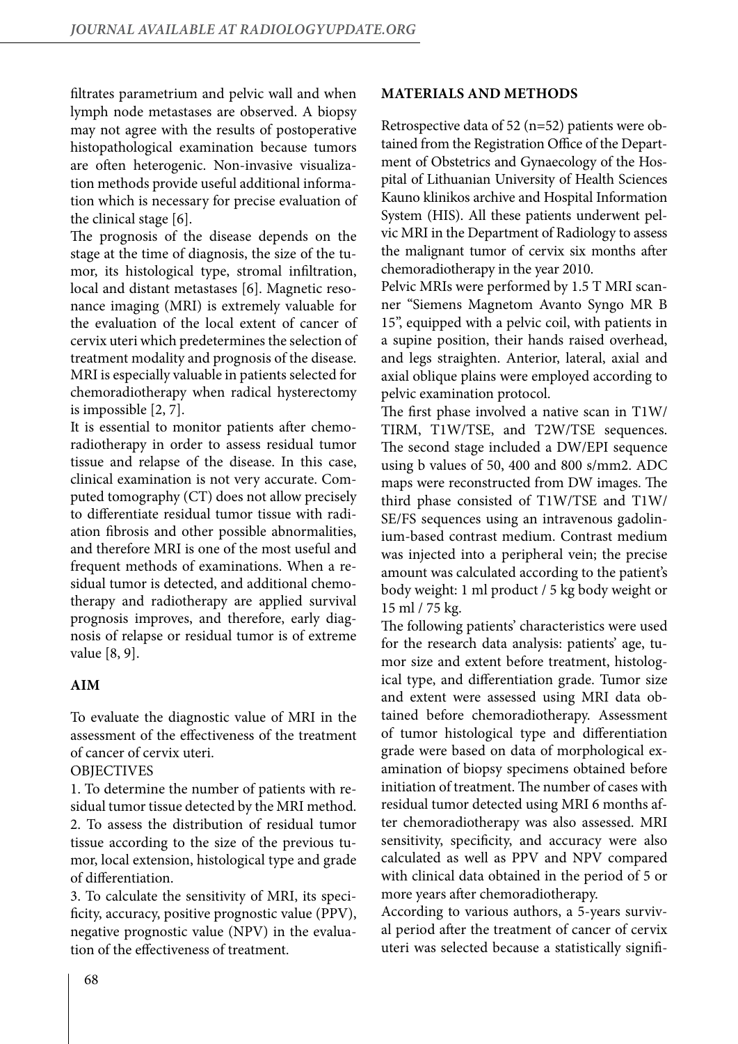filtrates parametrium and pelvic wall and when lymph node metastases are observed. A biopsy may not agree with the results of postoperative histopathological examination because tumors are often heterogenic. Non-invasive visualization methods provide useful additional information which is necessary for precise evaluation of the clinical stage [6].

The prognosis of the disease depends on the stage at the time of diagnosis, the size of the tumor, its histological type, stromal infiltration, local and distant metastases [6]. Magnetic resonance imaging (MRI) is extremely valuable for the evaluation of the local extent of cancer of cervix uteri which predetermines the selection of treatment modality and prognosis of the disease. MRI is especially valuable in patients selected for chemoradiotherapy when radical hysterectomy is impossible [2, 7].

It is essential to monitor patients after chemoradiotherapy in order to assess residual tumor tissue and relapse of the disease. In this case, clinical examination is not very accurate. Computed tomography (CT) does not allow precisely to differentiate residual tumor tissue with radiation fibrosis and other possible abnormalities, and therefore MRI is one of the most useful and frequent methods of examinations. When a residual tumor is detected, and additional chemotherapy and radiotherapy are applied survival prognosis improves, and therefore, early diagnosis of relapse or residual tumor is of extreme value [8, 9].

## AIM

To evaluate the diagnostic value of MRI in the assessment of the effectiveness of the treatment of cancer of cervix uteri.

OBJECTIVES

1. To determine the number of patients with residual tumor tissue detected by the MRI method.
2. To assess the distribution of residual tumor tissue according to the size of the previous tumor, local extension, histological type and grade of differentiation.
3. To calculate the sensitivity of MRI, its specificity, accuracy, positive prognostic value (PPV), negative prognostic value (NPV) in the evaluation of the effectiveness of treatment.

## MATERIALS AND METHODS

Retrospective data of 52 (n=52) patients were obtained from the Registration Office of the Department of Obstetrics and Gynaecology of the Hospital of Lithuanian University of Health Sciences Kauno klinikos archive and Hospital Information System (HIS). All these patients underwent pelvic MRI in the Department of Radiology to assess the malignant tumor of cervix six months after chemoradiotherapy in the year 2010.

Pelvic MRIs were performed by 1.5 T MRI scanner "Siemens Magnetom Avanto Syngo MR B 15", equipped with a pelvic coil, with patients in a supine position, their hands raised overhead, and legs straighten. Anterior, lateral, axial and axial oblique plains were employed according to pelvic examination protocol.

The first phase involved a native scan in T1W/TIRM, T1W/TSE, and T2W/TSE sequences. The second stage included a DW/EPI sequence using b values of 50, 400 and 800 s/mm2. ADC maps were reconstructed from DW images. The third phase consisted of T1W/TSE and T1W/SE/FS sequences using an intravenous gadolinium-based contrast medium. Contrast medium was injected into a peripheral vein; the precise amount was calculated according to the patient's body weight: 1 ml product / 5 kg body weight or 15 ml / 75 kg.

The following patients' characteristics were used for the research data analysis: patients' age, tumor size and extent before treatment, histological type, and differentiation grade. Tumor size and extent were assessed using MRI data obtained before chemoradiotherapy. Assessment of tumor histological type and differentiation grade were based on data of morphological examination of biopsy specimens obtained before initiation of treatment. The number of cases with residual tumor detected using MRI 6 months after chemoradiotherapy was also assessed. MRI sensitivity, specificity, and accuracy were also calculated as well as PPV and NPV compared with clinical data obtained in the period of 5 or more years after chemoradiotherapy.

According to various authors, a 5-years survival period after the treatment of cancer of cervix uteri was selected because a statistically signifi-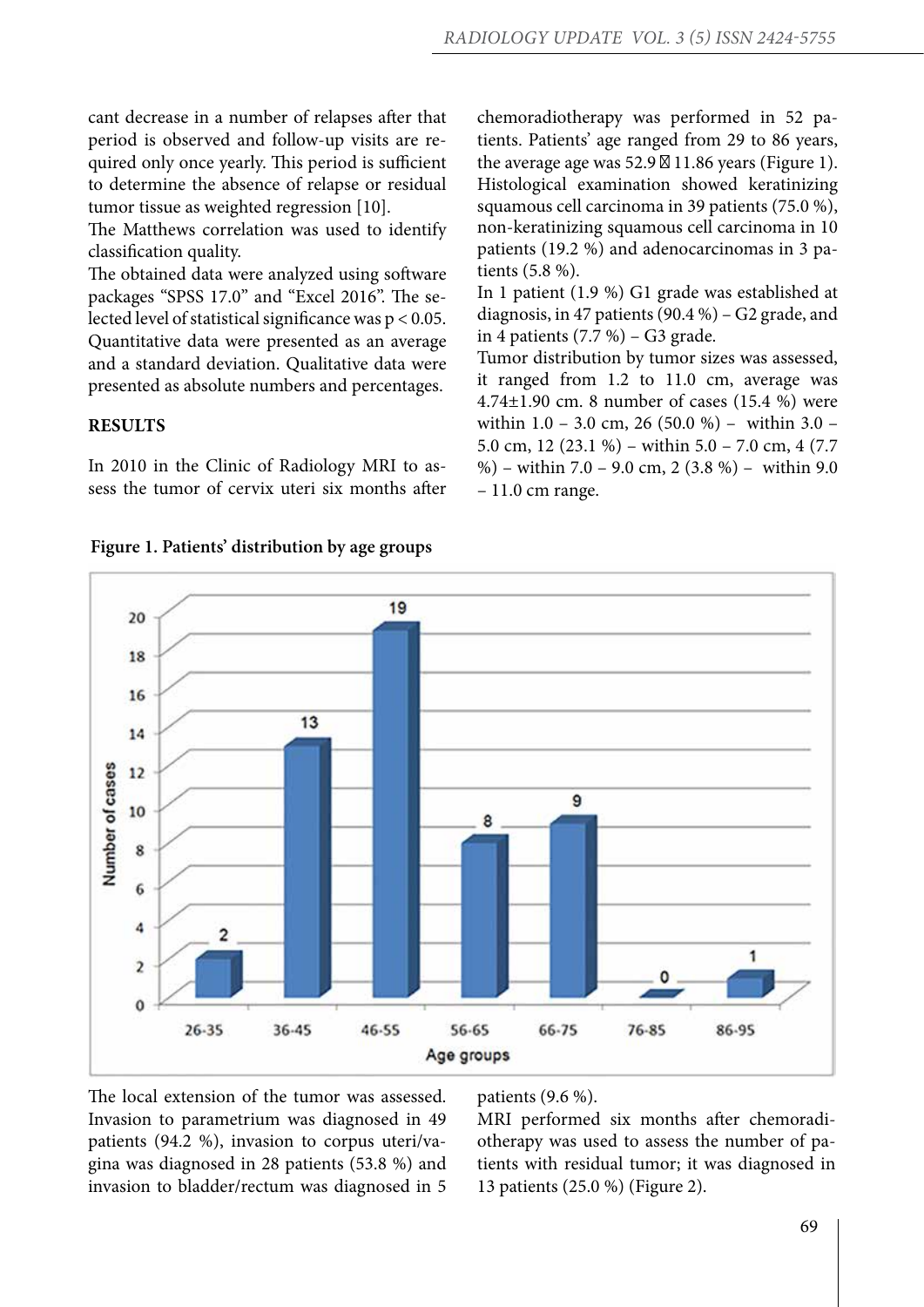cant decrease in a number of relapses after that period is observed and follow-up visits are required only once yearly. This period is sufficient to determine the absence of relapse or residual tumor tissue as weighted regression [10].

The Matthews correlation was used to identify classification quality.

The obtained data were analyzed using software packages "SPSS 17.0" and "Excel 2016". The selected level of statistical significance was $p < 0.05$. Quantitative data were presented as an average and a standard deviation. Qualitative data were presented as absolute numbers and percentages.

## RESULTS

In 2010 in the Clinic of Radiology MRI to assess the tumor of cervix uteri six months after chemoradiotherapy was performed in 52 patients. Patients' age ranged from 29 to 86 years, the average age was 52.9 ± 11.86 years (Figure 1). Histological examination showed keratinizing squamous cell carcinoma in 39 patients (75.0 %), non-keratinizing squamous cell carcinoma in 10 patients (19.2 %) and adenocarcinomas in 3 patients (5.8 %).

In 1 patient (1.9 %) G1 grade was established at diagnosis, in 47 patients (90.4 %) – G2 grade, and in 4 patients (7.7 %) – G3 grade.

Tumor distribution by tumor sizes was assessed, it ranged from 1.2 to 11.0 cm, average was 4.74±1.90 cm. 8 number of cases (15.4 %) were within 1.0 – 3.0 cm, 26 (50.0 %) – within 3.0 – 5.0 cm, 12 (23.1 %) – within 5.0 – 7.0 cm, 4 (7.7 %) – within 7.0 – 9.0 cm, 2 (3.8 %) – within 9.0 – 11.0 cm range.

**Figure 1. Patients' distribution by age groups**

| Age groups | Number of cases |
|---|---|
| 26-35 | 2 |
| 36-45 | 13 |
| 46-55 | 19 |
| 56-65 | 8 |
| 66-75 | 9 |
| 76-85 | 0 |
| 86-95 | 1 |

The local extension of the tumor was assessed. Invasion to parametrium was diagnosed in 49 patients (94.2 %), invasion to corpus uteri/vagina was diagnosed in 28 patients (53.8 %) and invasion to bladder/rectum was diagnosed in 5 patients (9.6 %).

MRI performed six months after chemoradiotherapy was used to assess the number of patients with residual tumor; it was diagnosed in 13 patients (25.0 %) (Figure 2).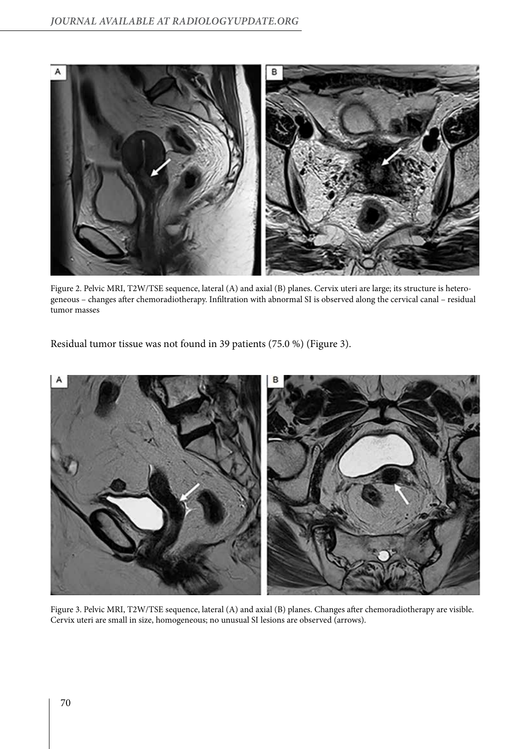Figure 2. Pelvic MRI, T2W/TSE sequence, lateral (A) and axial (B) planes. Cervix uteri are large; its structure is heterogeneous – changes after chemoradiotherapy. Infiltration with abnormal SI is observed along the cervical canal – residual tumor masses

Residual tumor tissue was not found in 39 patients (75.0 %) (Figure 3).

Figure 3. Pelvic MRI, T2W/TSE sequence, lateral (A) and axial (B) planes. Changes after chemoradiotherapy are visible. Cervix uteri are small in size, homogeneous; no unusual SI lesions are observed (arrows).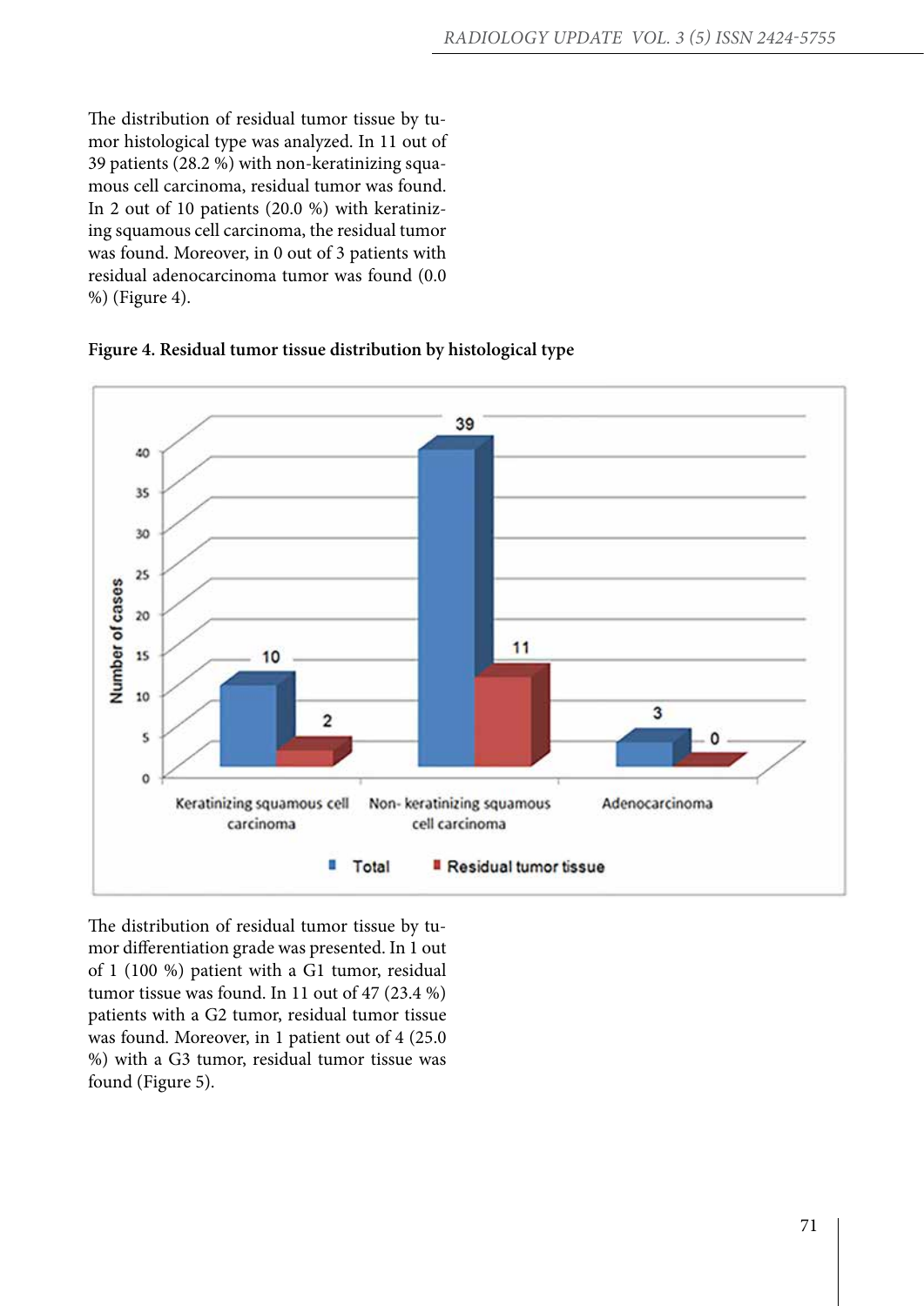The distribution of residual tumor tissue by tumor histological type was analyzed. In 11 out of 39 patients (28.2 %) with non-keratinizing squamous cell carcinoma, residual tumor was found. In 2 out of 10 patients (20.0 %) with keratinizing squamous cell carcinoma, the residual tumor was found. Moreover, in 0 out of 3 patients with residual adenocarcinoma tumor was found (0.0 %) (Figure 4).

**Figure 4. Residual tumor tissue distribution by histological type**

| Histological type | Total | Residual tumor tissue |
|---|---|---|
| Keratinizing squamous cell carcinoma | 10 | 2 |
| Non- keratinizing squamous cell carcinoma | 39 | 11 |
| Adenocarcinoma | 3 | 0 |

The distribution of residual tumor tissue by tumor differentiation grade was presented. In 1 out of 1 (100 %) patient with a G1 tumor, residual tumor tissue was found. In 11 out of 47 (23.4 %) patients with a G2 tumor, residual tumor tissue was found. Moreover, in 1 patient out of 4 (25.0 %) with a G3 tumor, residual tumor tissue was found (Figure 5).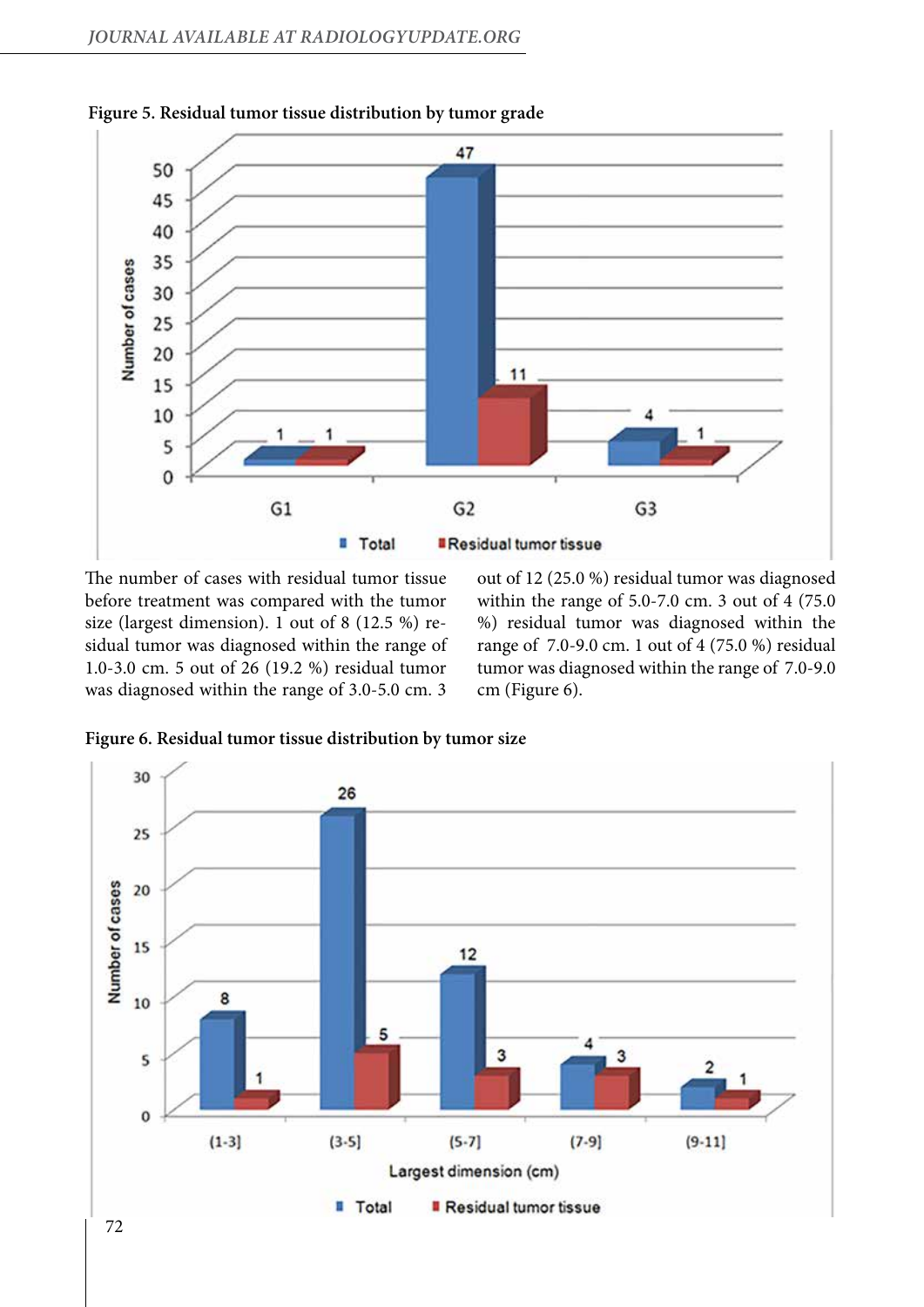**Figure 5. Residual tumor tissue distribution by tumor grade**

The number of cases with residual tumor tissue before treatment was compared with the tumor size (largest dimension). 1 out of 8 (12.5 %) residual tumor was diagnosed within the range of 1.0-3.0 cm. 5 out of 26 (19.2 %) residual tumor was diagnosed within the range of 3.0-5.0 cm. 3 out of 12 (25.0 %) residual tumor was diagnosed within the range of 5.0-7.0 cm. 3 out of 4 (75.0 %) residual tumor was diagnosed within the range of 7.0-9.0 cm. 1 out of 4 (75.0 %) residual tumor was diagnosed within the range of 7.0-9.0 cm (Figure 6).

**Figure 6. Residual tumor tissue distribution by tumor size**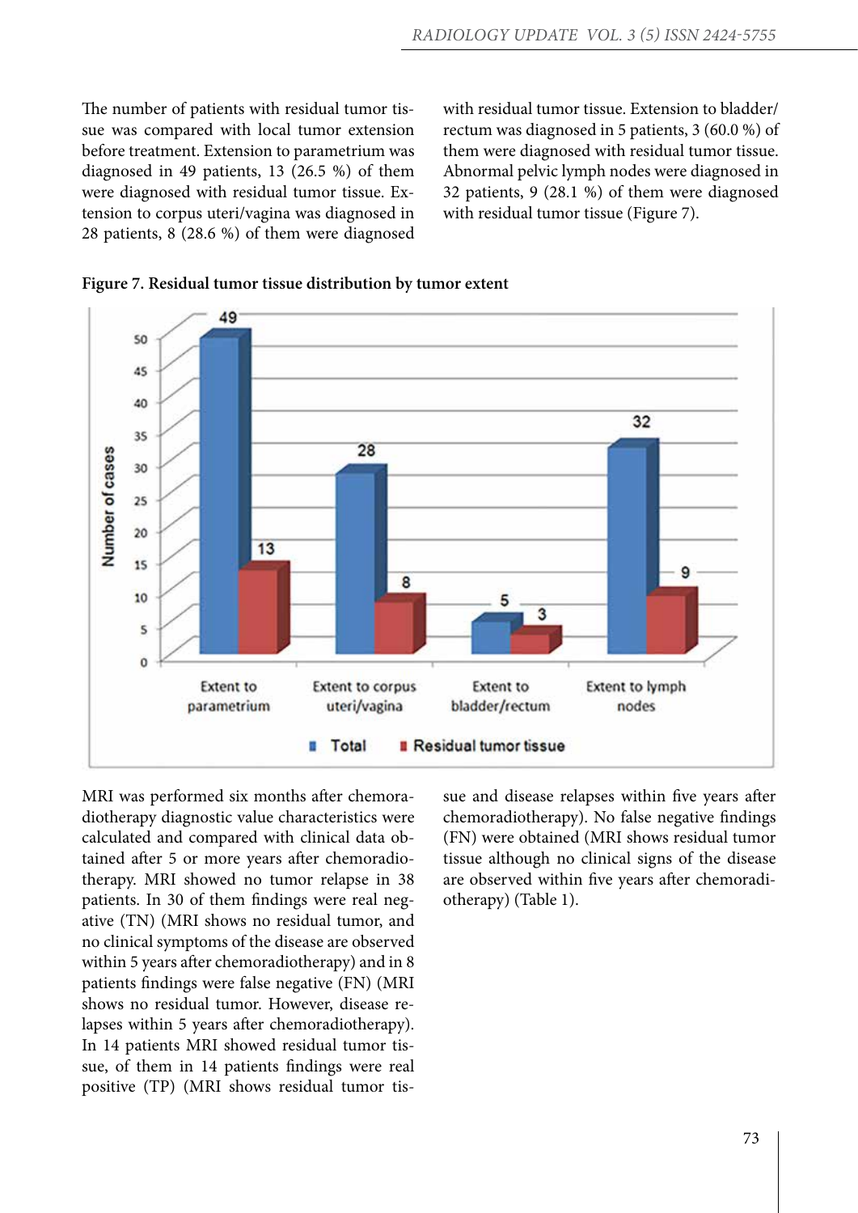The number of patients with residual tumor tissue was compared with local tumor extension before treatment. Extension to parametrium was diagnosed in 49 patients, 13 (26.5 %) of them were diagnosed with residual tumor tissue. Extension to corpus uteri/vagina was diagnosed in 28 patients, 8 (28.6 %) of them were diagnosed with residual tumor tissue. Extension to bladder/rectum was diagnosed in 5 patients, 3 (60.0 %) of them were diagnosed with residual tumor tissue. Abnormal pelvic lymph nodes were diagnosed in 32 patients, 9 (28.1 %) of them were diagnosed with residual tumor tissue (Figure 7).

**Figure 7. Residual tumor tissue distribution by tumor extent**

MRI was performed six months after chemoradiotherapy diagnostic value characteristics were calculated and compared with clinical data obtained after 5 or more years after chemoradiotherapy. MRI showed no tumor relapse in 38 patients. In 30 of them findings were real negative (TN) (MRI shows no residual tumor, and no clinical symptoms of the disease are observed within 5 years after chemoradiotherapy) and in 8 patients findings were false negative (FN) (MRI shows no residual tumor. However, disease relapses within 5 years after chemoradiotherapy). In 14 patients MRI showed residual tumor tissue, of them in 14 patients findings were real positive (TP) (MRI shows residual tumor tissue and disease relapses within five years after chemoradiotherapy). No false negative findings (FN) were obtained (MRI shows residual tumor tissue although no clinical signs of the disease are observed within five years after chemoradiotherapy) (Table 1).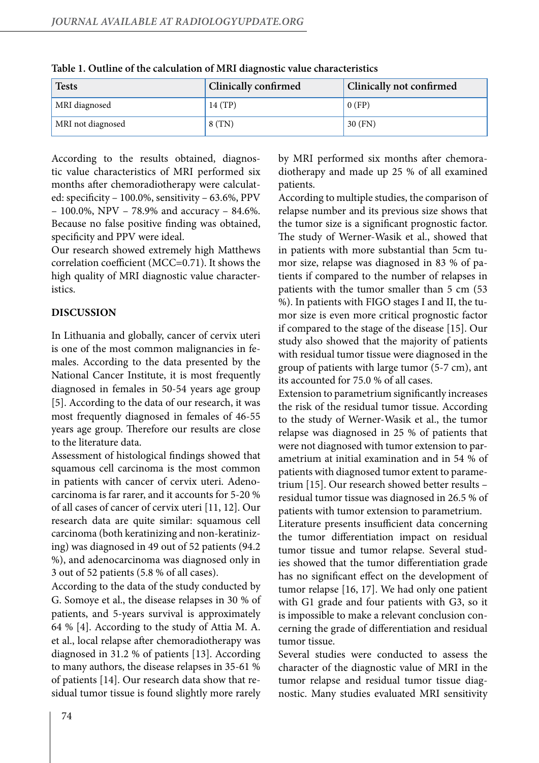**Table 1. Outline of the calculation of MRI diagnostic value characteristics**

| Tests | Clinically confirmed | Clinically not confirmed |
|---|---|---|
| MRI diagnosed | 14 (TP) | 0 (FP) |
| MRI not diagnosed | 8 (TN) | 30 (FN) |

According to the results obtained, diagnostic value characteristics of MRI performed six months after chemoradiotherapy were calculated: specificity – 100.0%, sensitivity – 63.6%, PPV – 100.0%, NPV – 78.9% and accuracy – 84.6%. Because no false positive finding was obtained, specificity and PPV were ideal.

Our research showed extremely high Matthews correlation coefficient (MCC=0.71). It shows the high quality of MRI diagnostic value characteristics.

## DISCUSSION

In Lithuania and globally, cancer of cervix uteri is one of the most common malignancies in females. According to the data presented by the National Cancer Institute, it is most frequently diagnosed in females in 50-54 years age group [5]. According to the data of our research, it was most frequently diagnosed in females of 46-55 years age group. Therefore our results are close to the literature data.

Assessment of histological findings showed that squamous cell carcinoma is the most common in patients with cancer of cervix uteri. Adenocarcinoma is far rarer, and it accounts for 5-20 % of all cases of cancer of cervix uteri [11, 12]. Our research data are quite similar: squamous cell carcinoma (both keratinizing and non-keratinizing) was diagnosed in 49 out of 52 patients (94.2 %), and adenocarcinoma was diagnosed only in 3 out of 52 patients (5.8 % of all cases).

According to the data of the study conducted by G. Somoye et al., the disease relapses in 30 % of patients, and 5-years survival is approximately 64 % [4]. According to the study of Attia M. A. et al., local relapse after chemoradiotherapy was diagnosed in 31.2 % of patients [13]. According to many authors, the disease relapses in 35-61 % of patients [14]. Our research data show that residual tumor tissue is found slightly more rarely by MRI performed six months after chemoradiotherapy and made up 25 % of all examined patients.

According to multiple studies, the comparison of relapse number and its previous size shows that the tumor size is a significant prognostic factor. The study of Werner-Wasik et al., showed that in patients with more substantial than 5cm tumor size, relapse was diagnosed in 83 % of patients if compared to the number of relapses in patients with the tumor smaller than 5 cm (53 %). In patients with FIGO stages I and II, the tumor size is even more critical prognostic factor if compared to the stage of the disease [15]. Our study also showed that the majority of patients with residual tumor tissue were diagnosed in the group of patients with large tumor (5-7 cm), ant its accounted for 75.0 % of all cases.

Extension to parametrium significantly increases the risk of the residual tumor tissue. According to the study of Werner-Wasik et al., the tumor relapse was diagnosed in 25 % of patients that were not diagnosed with tumor extension to parametrium at initial examination and in 54 % of patients with diagnosed tumor extent to parametrium [15]. Our research showed better results – residual tumor tissue was diagnosed in 26.5 % of patients with tumor extension to parametrium.

Literature presents insufficient data concerning the tumor differentiation impact on residual tumor tissue and tumor relapse. Several studies showed that the tumor differentiation grade has no significant effect on the development of tumor relapse [16, 17]. We had only one patient with G1 grade and four patients with G3, so it is impossible to make a relevant conclusion concerning the grade of differentiation and residual tumor tissue.

Several studies were conducted to assess the character of the diagnostic value of MRI in the tumor relapse and residual tumor tissue diagnostic. Many studies evaluated MRI sensitivity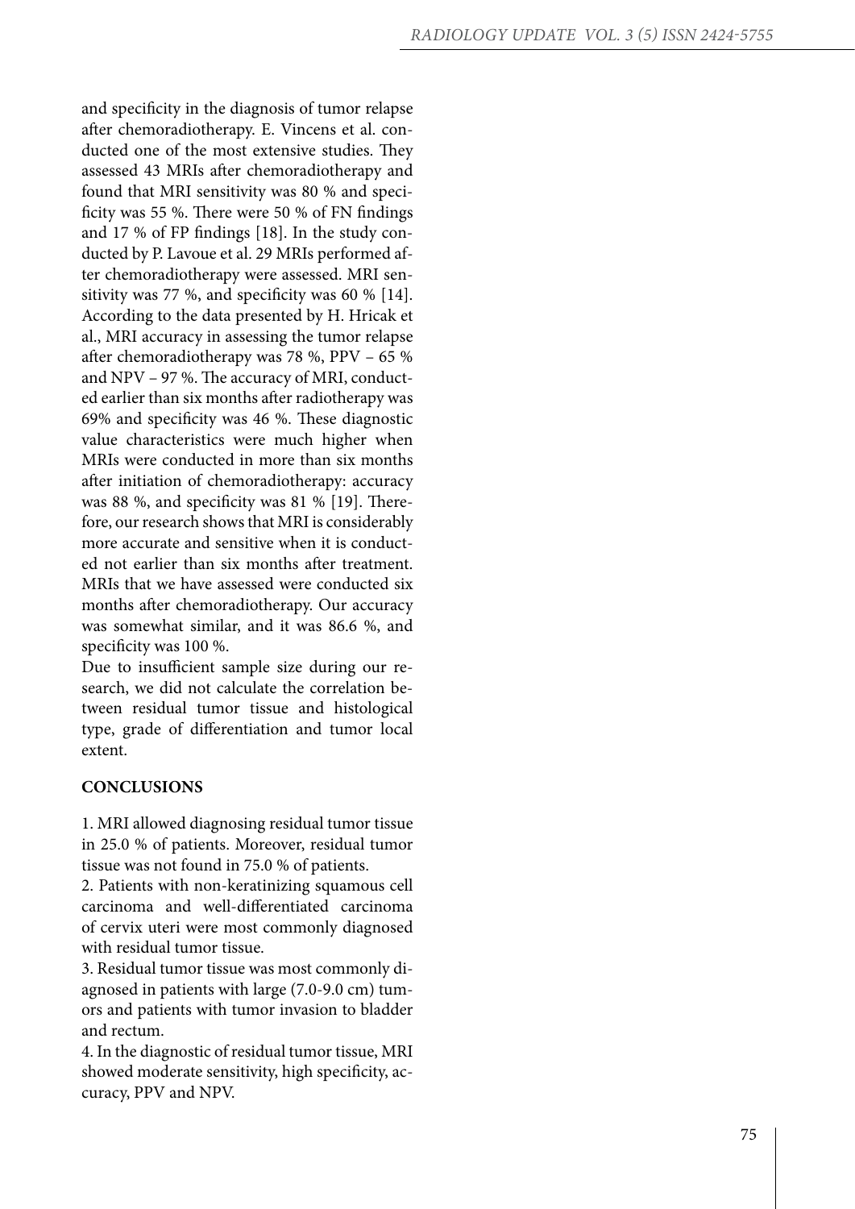and specificity in the diagnosis of tumor relapse after chemoradiotherapy. E. Vincens et al. conducted one of the most extensive studies. They assessed 43 MRIs after chemoradiotherapy and found that MRI sensitivity was 80 % and specificity was 55 %. There were 50 % of FN findings and 17 % of FP findings [18]. In the study conducted by P. Lavoue et al. 29 MRIs performed after chemoradiotherapy were assessed. MRI sensitivity was 77 %, and specificity was 60 % [14]. According to the data presented by H. Hricak et al., MRI accuracy in assessing the tumor relapse after chemoradiotherapy was 78 %, PPV – 65 % and NPV – 97 %. The accuracy of MRI, conducted earlier than six months after radiotherapy was 69% and specificity was 46 %. These diagnostic value characteristics were much higher when MRIs were conducted in more than six months after initiation of chemoradiotherapy: accuracy was 88 %, and specificity was 81 % [19]. Therefore, our research shows that MRI is considerably more accurate and sensitive when it is conducted not earlier than six months after treatment. MRIs that we have assessed were conducted six months after chemoradiotherapy. Our accuracy was somewhat similar, and it was 86.6 %, and specificity was 100 %.

Due to insufficient sample size during our research, we did not calculate the correlation between residual tumor tissue and histological type, grade of differentiation and tumor local extent.

## CONCLUSIONS

1. MRI allowed diagnosing residual tumor tissue in 25.0 % of patients. Moreover, residual tumor tissue was not found in 75.0 % of patients.
2. Patients with non-keratinizing squamous cell carcinoma and well-differentiated carcinoma of cervix uteri were most commonly diagnosed with residual tumor tissue.
3. Residual tumor tissue was most commonly diagnosed in patients with large (7.0-9.0 cm) tumors and patients with tumor invasion to bladder and rectum.
4. In the diagnostic of residual tumor tissue, MRI showed moderate sensitivity, high specificity, accuracy, PPV and NPV.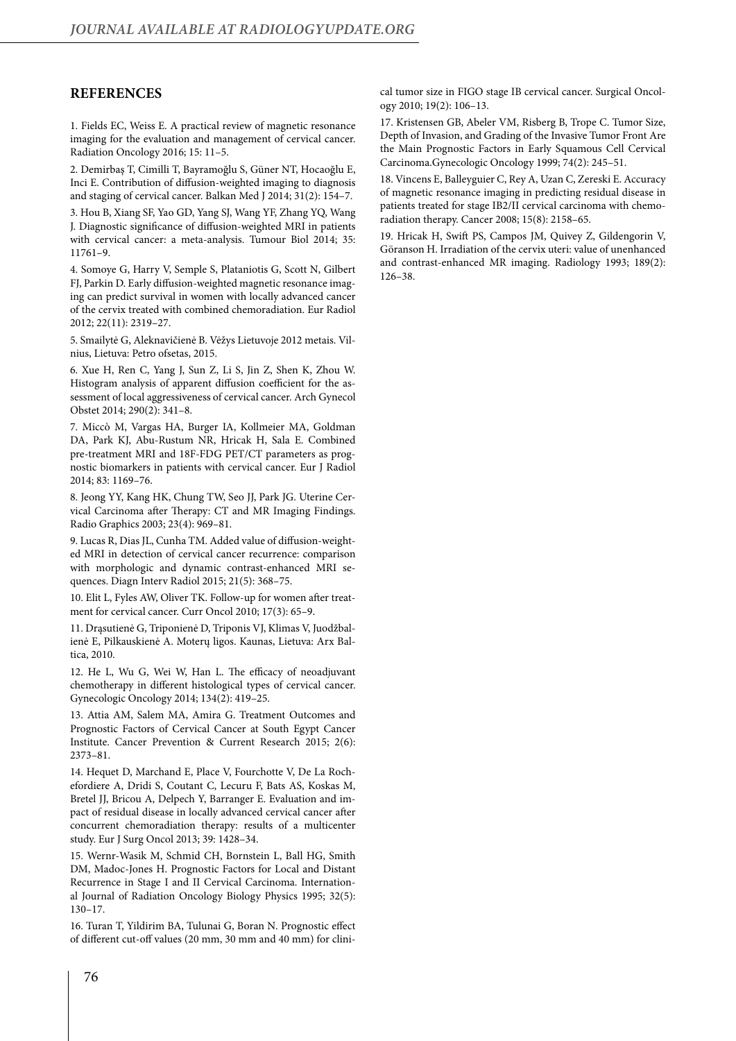## REFERENCES

1. Fields EC, Weiss E. A practical review of magnetic resonance imaging for the evaluation and management of cervical cancer. Radiation Oncology 2016; 15: 11–5.

2. Demirbaş T, Cimilli T, Bayramoğlu S, Güner NT, Hocaoğlu E, Inci E. Contribution of diffusion-weighted imaging to diagnosis and staging of cervical cancer. Balkan Med J 2014; 31(2): 154–7.

3. Hou B, Xiang SF, Yao GD, Yang SJ, Wang YF, Zhang YQ, Wang J. Diagnostic significance of diffusion-weighted MRI in patients with cervical cancer: a meta-analysis. Tumour Biol 2014; 35: 11761–9.

4. Somoye G, Harry V, Semple S, Plataniotis G, Scott N, Gilbert FJ, Parkin D. Early diffusion-weighted magnetic resonance imaging can predict survival in women with locally advanced cancer of the cervix treated with combined chemoradiation. Eur Radiol 2012; 22(11): 2319–27.

5. Smailytė G, Aleknavičienė B. Vėžys Lietuvoje 2012 metais. Vilnius, Lietuva: Petro ofsetas, 2015.

6. Xue H, Ren C, Yang J, Sun Z, Li S, Jin Z, Shen K, Zhou W. Histogram analysis of apparent diffusion coefficient for the assessment of local aggressiveness of cervical cancer. Arch Gynecol Obstet 2014; 290(2): 341–8.

7. Miccò M, Vargas HA, Burger IA, Kollmeier MA, Goldman DA, Park KJ, Abu-Rustum NR, Hricak H, Sala E. Combined pre-treatment MRI and 18F-FDG PET/CT parameters as prognostic biomarkers in patients with cervical cancer. Eur J Radiol 2014; 83: 1169–76.

8. Jeong YY, Kang HK, Chung TW, Seo JJ, Park JG. Uterine Cervical Carcinoma after Therapy: CT and MR Imaging Findings. Radio Graphics 2003; 23(4): 969–81.

9. Lucas R, Dias JL, Cunha TM. Added value of diffusion-weighted MRI in detection of cervical cancer recurrence: comparison with morphologic and dynamic contrast-enhanced MRI sequences. Diagn Interv Radiol 2015; 21(5): 368–75.

10. Elit L, Fyles AW, Oliver TK. Follow-up for women after treatment for cervical cancer. Curr Oncol 2010; 17(3): 65–9.

11. Drąsutienė G, Triponienė D, Triponis VJ, Klimas VJ, Juodžbalienė E, Pilkauskienė A. Moterų ligos. Kaunas, Lietuva: Arx Baltica, 2010.

12. He L, Wu G, Wei W, Han L. The efficacy of neoadjuvant chemotherapy in different histological types of cervical cancer. Gynecologic Oncology 2014; 134(2): 419–25.

13. Attia AM, Salem MA, Amira G. Treatment Outcomes and Prognostic Factors of Cervical Cancer at South Egypt Cancer Institute. Cancer Prevention & Current Research 2015; 2(6): 2373–81.

14. Hequet D, Marchand E, Place V, Fourchotte V, De La Rochefordiere A, Dridi S, Coutant C, Lecuru F, Bats AS, Koskas M, Bretel JJ, Bricou A, Delpech Y, Barranger E. Evaluation and impact of residual disease in locally advanced cervical cancer after concurrent chemoradiation therapy: results of a multicenter study. Eur J Surg Oncol 2013; 39: 1428–34.

15. Wernr-Wasik M, Schmid CH, Bornstein L, Ball HG, Smith DM, Madoc-Jones H. Prognostic Factors for Local and Distant Recurrence in Stage I and II Cervical Carcinoma. International Journal of Radiation Oncology Biology Physics 1995; 32(5): 130–17.

16. Turan T, Yildirim BA, Tulunai G, Boran N. Prognostic effect of different cut-off values (20 mm, 30 mm and 40 mm) for clinical tumor size in FIGO stage IB cervical cancer. Surgical Oncology 2010; 19(2): 106–13.

17. Kristensen GB, Abeler VM, Risberg B, Trope C. Tumor Size, Depth of Invasion, and Grading of the Invasive Tumor Front Are the Main Prognostic Factors in Early Squamous Cell Cervical Carcinoma.Gynecologic Oncology 1999; 74(2): 245–51.

18. Vincens E, Balleyguier C, Rey A, Uzan C, Zereski E. Accuracy of magnetic resonance imaging in predicting residual disease in patients treated for stage IB2/II cervical carcinoma with chemoradiation therapy. Cancer 2008; 15(8): 2158–65.

19. Hricak H, Swift PS, Campos JM, Quivey Z, Gildengorin V, Göranson H. Irradiation of the cervix uteri: value of unenhanced and contrast-enhanced MR imaging. Radiology 1993; 189(2): 126–38.